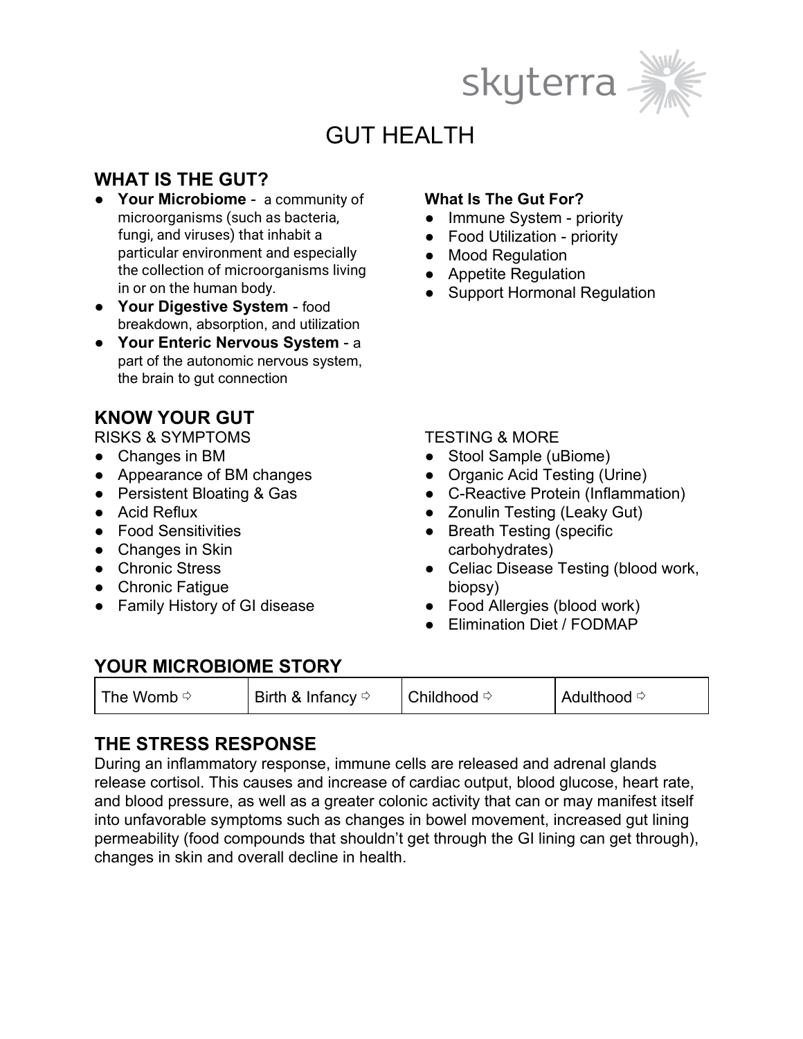skyterra

# GUT HEALTH

## WHAT IS THE GUT?

- **Your Microbiome** - a community of microorganisms (such as bacteria, fungi, and viruses) that inhabit a particular environment and especially the collection of microorganisms living in or on the human body.
- **Your Digestive System** - food breakdown, absorption, and utilization
- **Your Enteric Nervous System** - a part of the autonomic nervous system, the brain to gut connection

**What Is The Gut For?**

- Immune System - priority
- Food Utilization - priority
- Mood Regulation
- Appetite Regulation
- Support Hormonal Regulation

## KNOW YOUR GUT

RISKS & SYMPTOMS

- Changes in BM
- Appearance of BM changes
- Persistent Bloating & Gas
- Acid Reflux
- Food Sensitivities
- Changes in Skin
- Chronic Stress
- Chronic Fatigue
- Family History of GI disease

TESTING & MORE

- Stool Sample (uBiome)
- Organic Acid Testing (Urine)
- C-Reactive Protein (Inflammation)
- Zonulin Testing (Leaky Gut)
- Breath Testing (specific carbohydrates)
- Celiac Disease Testing (blood work, biopsy)
- Food Allergies (blood work)
- Elimination Diet / FODMAP

## YOUR MICROBIOME STORY

| The Womb ⇨ | Birth & Infancy ⇨ | Childhood ⇨ | Adulthood ⇨ |
|---|---|---|---|

## THE STRESS RESPONSE

During an inflammatory response, immune cells are released and adrenal glands release cortisol. This causes and increase of cardiac output, blood glucose, heart rate, and blood pressure, as well as a greater colonic activity that can or may manifest itself into unfavorable symptoms such as changes in bowel movement, increased gut lining permeability (food compounds that shouldn't get through the GI lining can get through), changes in skin and overall decline in health.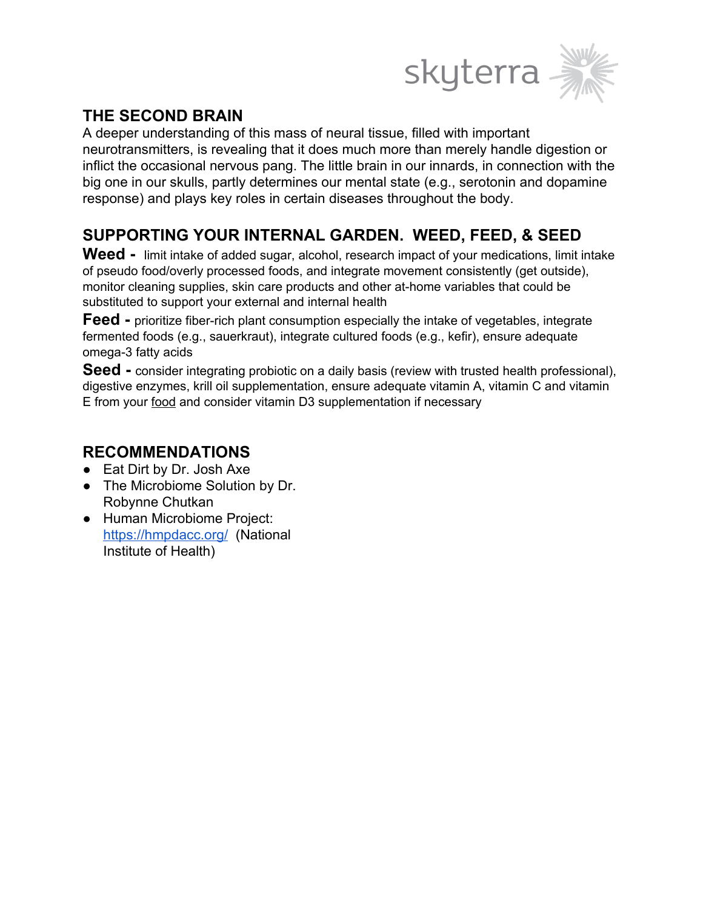## THE SECOND BRAIN

A deeper understanding of this mass of neural tissue, filled with important neurotransmitters, is revealing that it does much more than merely handle digestion or inflict the occasional nervous pang. The little brain in our innards, in connection with the big one in our skulls, partly determines our mental state (e.g., serotonin and dopamine response) and plays key roles in certain diseases throughout the body.

## SUPPORTING YOUR INTERNAL GARDEN. WEED, FEED, & SEED

**Weed -** limit intake of added sugar, alcohol, research impact of your medications, limit intake of pseudo food/overly processed foods, and integrate movement consistently (get outside), monitor cleaning supplies, skin care products and other at-home variables that could be substituted to support your external and internal health

**Feed -** prioritize fiber-rich plant consumption especially the intake of vegetables, integrate fermented foods (e.g., sauerkraut), integrate cultured foods (e.g., kefir), ensure adequate omega-3 fatty acids

**Seed -** consider integrating probiotic on a daily basis (review with trusted health professional), digestive enzymes, krill oil supplementation, ensure adequate vitamin A, vitamin C and vitamin E from your food and consider vitamin D3 supplementation if necessary

## RECOMMENDATIONS

- Eat Dirt by Dr. Josh Axe
- The Microbiome Solution by Dr. Robynne Chutkan
- Human Microbiome Project: [https://hmpdacc.org/](https://hmpdacc.org/) (National Institute of Health)